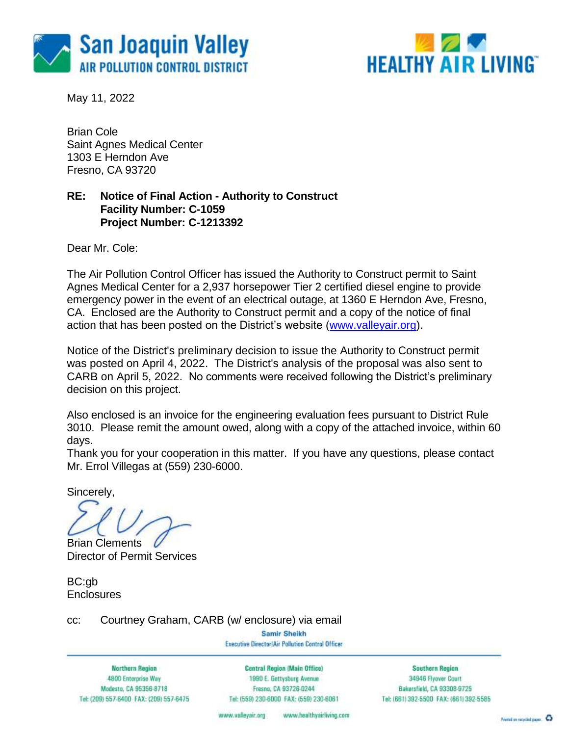San Joaquin Valley
AIR POLLUTION CONTROL DISTRICT

HEALTHY AIR LIVING™

May 11, 2022

Brian Cole
Saint Agnes Medical Center
1303 E Herndon Ave
Fresno, CA 93720

**RE: Notice of Final Action - Authority to Construct**
**Facility Number: C-1059**
**Project Number: C-1213392**

Dear Mr. Cole:

The Air Pollution Control Officer has issued the Authority to Construct permit to Saint Agnes Medical Center for a 2,937 horsepower Tier 2 certified diesel engine to provide emergency power in the event of an electrical outage, at 1360 E Herndon Ave, Fresno, CA. Enclosed are the Authority to Construct permit and a copy of the notice of final action that has been posted on the District's website (www.valleyair.org).

Notice of the District's preliminary decision to issue the Authority to Construct permit was posted on April 4, 2022. The District's analysis of the proposal was also sent to CARB on April 5, 2022. No comments were received following the District's preliminary decision on this project.

Also enclosed is an invoice for the engineering evaluation fees pursuant to District Rule 3010. Please remit the amount owed, along with a copy of the attached invoice, within 60 days.

Thank you for your cooperation in this matter. If you have any questions, please contact Mr. Errol Villegas at (559) 230-6000.

Sincerely,

Brian Clements
Director of Permit Services

BC:gb
Enclosures

cc: Courtney Graham, CARB (w/ enclosure) via email

Samir Sheikh
Executive Director/Air Pollution Control Officer

| Northern Region | Central Region (Main Office) | Southern Region |
| --- | --- | --- |
| 4800 Enterprise Way | 1990 E. Gettysburg Avenue | 34946 Flyover Court |
| Modesto, CA 95356-8718 | Fresno, CA 93726-0244 | Bakersfield, CA 93308-9725 |
| Tel: (209) 557-6400 FAX: (209) 557-6475 | Tel: (559) 230-6000 FAX: (559) 230-6061 | Tel: (661) 392-5500 FAX: (661) 392-5585 |

www.valleyair.org www.healthyairliving.com

Printed on recycled paper.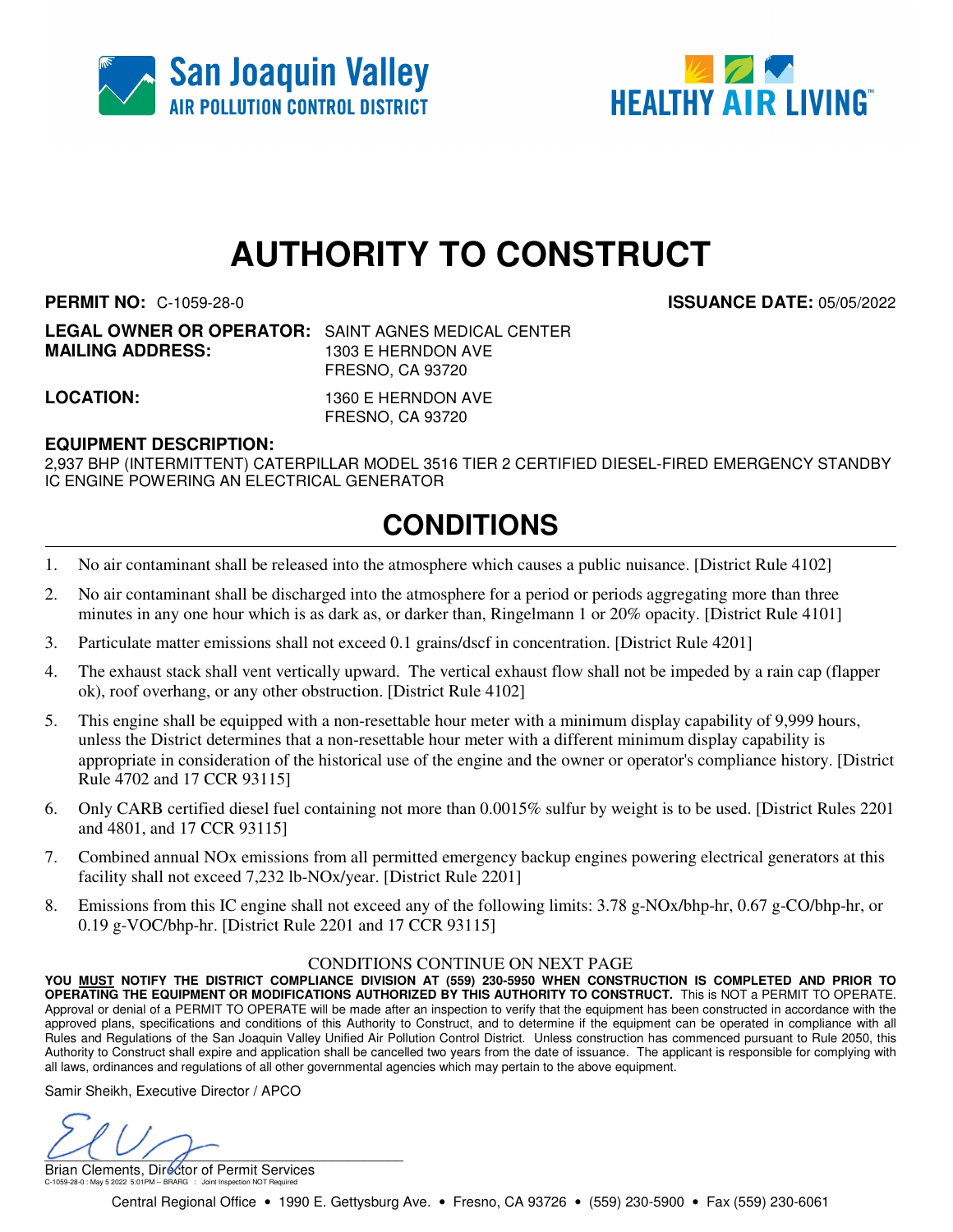# AUTHORITY TO CONSTRUCT

**PERMIT NO:** C-1059-28-0 **ISSUANCE DATE:** 05/05/2022

**LEGAL OWNER OR OPERATOR:** SAINT AGNES MEDICAL CENTER
**MAILING ADDRESS:** 1303 E HERNDON AVE
FRESNO, CA 93720

**LOCATION:** 1360 E HERNDON AVE
FRESNO, CA 93720

**EQUIPMENT DESCRIPTION:**
2,937 BHP (INTERMITTENT) CATERPILLAR MODEL 3516 TIER 2 CERTIFIED DIESEL-FIRED EMERGENCY STANDBY IC ENGINE POWERING AN ELECTRICAL GENERATOR

## CONDITIONS

1. No air contaminant shall be released into the atmosphere which causes a public nuisance. [District Rule 4102]
2. No air contaminant shall be discharged into the atmosphere for a period or periods aggregating more than three minutes in any one hour which is as dark as, or darker than, Ringelmann 1 or 20% opacity. [District Rule 4101]
3. Particulate matter emissions shall not exceed 0.1 grains/dscf in concentration. [District Rule 4201]
4. The exhaust stack shall vent vertically upward. The vertical exhaust flow shall not be impeded by a rain cap (flapper ok), roof overhang, or any other obstruction. [District Rule 4102]
5. This engine shall be equipped with a non-resettable hour meter with a minimum display capability of 9,999 hours, unless the District determines that a non-resettable hour meter with a different minimum display capability is appropriate in consideration of the historical use of the engine and the owner or operator's compliance history. [District Rule 4702 and 17 CCR 93115]
6. Only CARB certified diesel fuel containing not more than 0.0015% sulfur by weight is to be used. [District Rules 2201 and 4801, and 17 CCR 93115]
7. Combined annual NOx emissions from all permitted emergency backup engines powering electrical generators at this facility shall not exceed 7,232 lb-NOx/year. [District Rule 2201]
8. Emissions from this IC engine shall not exceed any of the following limits: 3.78 g-NOx/bhp-hr, 0.67 g-CO/bhp-hr, or 0.19 g-VOC/bhp-hr. [District Rule 2201 and 17 CCR 93115]

CONDITIONS CONTINUE ON NEXT PAGE

**YOU MUST NOTIFY THE DISTRICT COMPLIANCE DIVISION AT (559) 230-5950 WHEN CONSTRUCTION IS COMPLETED AND PRIOR TO OPERATING THE EQUIPMENT OR MODIFICATIONS AUTHORIZED BY THIS AUTHORITY TO CONSTRUCT.** This is NOT a PERMIT TO OPERATE. Approval or denial of a PERMIT TO OPERATE will be made after an inspection to verify that the equipment has been constructed in accordance with the approved plans, specifications and conditions of this Authority to Construct, and to determine if the equipment can be operated in compliance with all Rules and Regulations of the San Joaquin Valley Unified Air Pollution Control District. Unless construction has commenced pursuant to Rule 2050, this Authority to Construct shall expire and application shall be cancelled two years from the date of issuance. The applicant is responsible for complying with all laws, ordinances and regulations of all other governmental agencies which may pertain to the above equipment.

Samir Sheikh, Executive Director / APCO

Brian Clements, Director of Permit Services

C-1059-28-0 : May 5 2022 5:01PM -- BRARG : Joint Inspection NOT Required

Central Regional Office • 1990 E. Gettysburg Ave. • Fresno, CA 93726 • (559) 230-5900 • Fax (559) 230-6061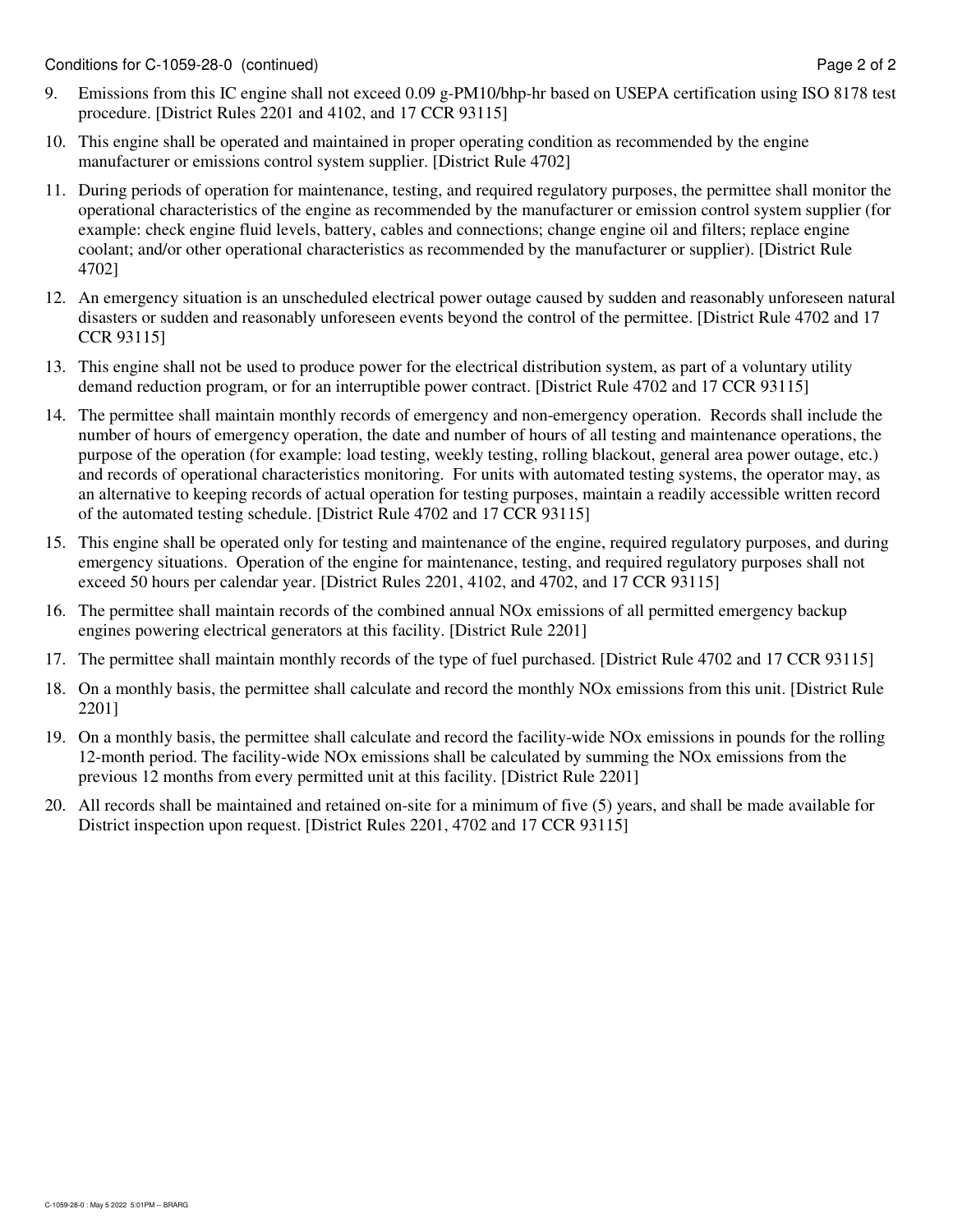9. Emissions from this IC engine shall not exceed 0.09 g-PM10/bhp-hr based on USEPA certification using ISO 8178 test procedure. [District Rules 2201 and 4102, and 17 CCR 93115]
10. This engine shall be operated and maintained in proper operating condition as recommended by the engine manufacturer or emissions control system supplier. [District Rule 4702]
11. During periods of operation for maintenance, testing, and required regulatory purposes, the permittee shall monitor the operational characteristics of the engine as recommended by the manufacturer or emission control system supplier (for example: check engine fluid levels, battery, cables and connections; change engine oil and filters; replace engine coolant; and/or other operational characteristics as recommended by the manufacturer or supplier). [District Rule 4702]
12. An emergency situation is an unscheduled electrical power outage caused by sudden and reasonably unforeseen natural disasters or sudden and reasonably unforeseen events beyond the control of the permittee. [District Rule 4702 and 17 CCR 93115]
13. This engine shall not be used to produce power for the electrical distribution system, as part of a voluntary utility demand reduction program, or for an interruptible power contract. [District Rule 4702 and 17 CCR 93115]
14. The permittee shall maintain monthly records of emergency and non-emergency operation. Records shall include the number of hours of emergency operation, the date and number of hours of all testing and maintenance operations, the purpose of the operation (for example: load testing, weekly testing, rolling blackout, general area power outage, etc.) and records of operational characteristics monitoring. For units with automated testing systems, the operator may, as an alternative to keeping records of actual operation for testing purposes, maintain a readily accessible written record of the automated testing schedule. [District Rule 4702 and 17 CCR 93115]
15. This engine shall be operated only for testing and maintenance of the engine, required regulatory purposes, and during emergency situations. Operation of the engine for maintenance, testing, and required regulatory purposes shall not exceed 50 hours per calendar year. [District Rules 2201, 4102, and 4702, and 17 CCR 93115]
16. The permittee shall maintain records of the combined annual NOx emissions of all permitted emergency backup engines powering electrical generators at this facility. [District Rule 2201]
17. The permittee shall maintain monthly records of the type of fuel purchased. [District Rule 4702 and 17 CCR 93115]
18. On a monthly basis, the permittee shall calculate and record the monthly NOx emissions from this unit. [District Rule 2201]
19. On a monthly basis, the permittee shall calculate and record the facility-wide NOx emissions in pounds for the rolling 12-month period. The facility-wide NOx emissions shall be calculated by summing the NOx emissions from the previous 12 months from every permitted unit at this facility. [District Rule 2201]
20. All records shall be maintained and retained on-site for a minimum of five (5) years, and shall be made available for District inspection upon request. [District Rules 2201, 4702 and 17 CCR 93115]